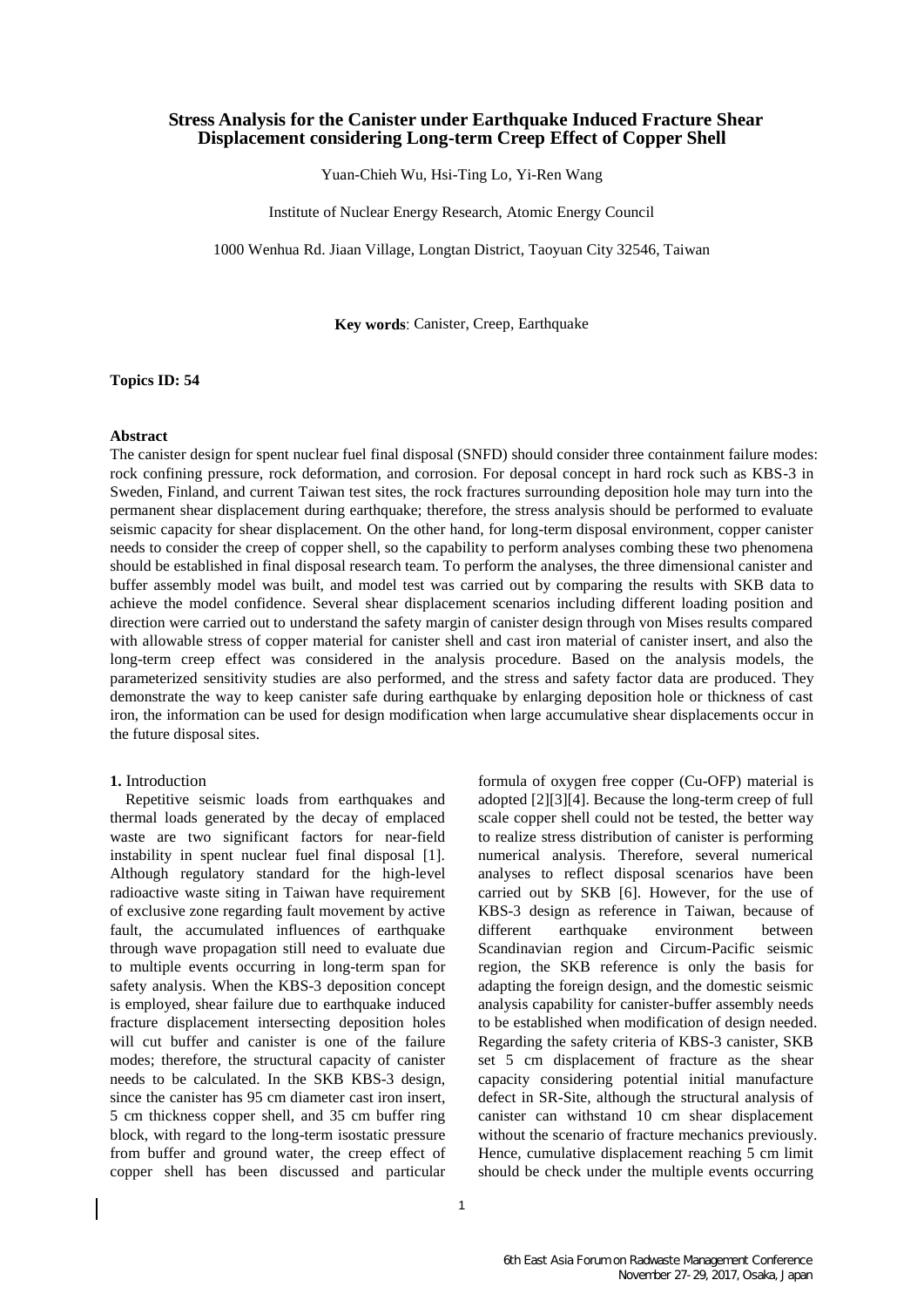# Stress Analysis for the Canister under Earthquake Induced Fracture Shear Displacement considering Long-term Creep Effect of Copper Shell

Yuan-Chieh Wu, Hsi-Ting Lo, Yi-Ren Wang

Institute of Nuclear Energy Research, Atomic Energy Council

1000 Wenhua Rd. Jiaan Village, Longtan District, Taoyuan City 32546, Taiwan

**Key words**: Canister, Creep, Earthquake

**Topics ID: 54**

**Abstract**

The canister design for spent nuclear fuel final disposal (SNFD) should consider three containment failure modes: rock confining pressure, rock deformation, and corrosion. For deposal concept in hard rock such as KBS-3 in Sweden, Finland, and current Taiwan test sites, the rock fractures surrounding deposition hole may turn into the permanent shear displacement during earthquake; therefore, the stress analysis should be performed to evaluate seismic capacity for shear displacement. On the other hand, for long-term disposal environment, copper canister needs to consider the creep of copper shell, so the capability to perform analyses combing these two phenomena should be established in final disposal research team. To perform the analyses, the three dimensional canister and buffer assembly model was built, and model test was carried out by comparing the results with SKB data to achieve the model confidence. Several shear displacement scenarios including different loading position and direction were carried out to understand the safety margin of canister design through von Mises results compared with allowable stress of copper material for canister shell and cast iron material of canister insert, and also the long-term creep effect was considered in the analysis procedure. Based on the analysis models, the parameterized sensitivity studies are also performed, and the stress and safety factor data are produced. They demonstrate the way to keep canister safe during earthquake by enlarging deposition hole or thickness of cast iron, the information can be used for design modification when large accumulative shear displacements occur in the future disposal sites.

## 1. Introduction

Repetitive seismic loads from earthquakes and thermal loads generated by the decay of emplaced waste are two significant factors for near-field instability in spent nuclear fuel final disposal [1]. Although regulatory standard for the high-level radioactive waste siting in Taiwan have requirement of exclusive zone regarding fault movement by active fault, the accumulated influences of earthquake through wave propagation still need to evaluate due to multiple events occurring in long-term span for safety analysis. When the KBS-3 deposition concept is employed, shear failure due to earthquake induced fracture displacement intersecting deposition holes will cut buffer and canister is one of the failure modes; therefore, the structural capacity of canister needs to be calculated. In the SKB KBS-3 design, since the canister has 95 cm diameter cast iron insert, 5 cm thickness copper shell, and 35 cm buffer ring block, with regard to the long-term isostatic pressure from buffer and ground water, the creep effect of copper shell has been discussed and particular formula of oxygen free copper (Cu-OFP) material is adopted [2][3][4]. Because the long-term creep of full scale copper shell could not be tested, the better way to realize stress distribution of canister is performing numerical analysis. Therefore, several numerical analyses to reflect disposal scenarios have been carried out by SKB [6]. However, for the use of KBS-3 design as reference in Taiwan, because of different earthquake environment between Scandinavian region and Circum-Pacific seismic region, the SKB reference is only the basis for adapting the foreign design, and the domestic seismic analysis capability for canister-buffer assembly needs to be established when modification of design needed. Regarding the safety criteria of KBS-3 canister, SKB set 5 cm displacement of fracture as the shear capacity considering potential initial manufacture defect in SR-Site, although the structural analysis of canister can withstand 10 cm shear displacement without the scenario of fracture mechanics previously. Hence, cumulative displacement reaching 5 cm limit should be check under the multiple events occurring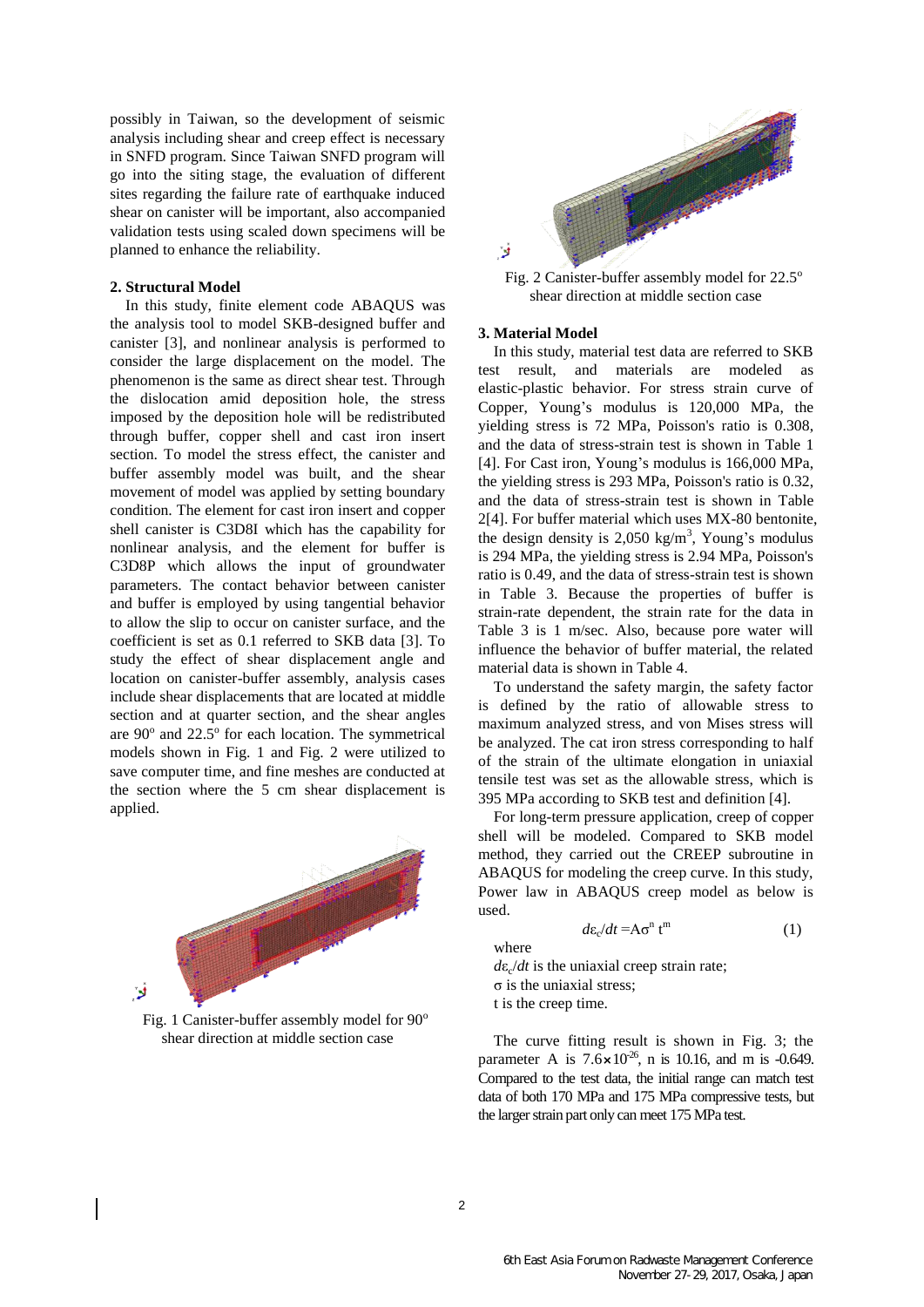possibly in Taiwan, so the development of seismic analysis including shear and creep effect is necessary in SNFD program. Since Taiwan SNFD program will go into the siting stage, the evaluation of different sites regarding the failure rate of earthquake induced shear on canister will be important, also accompanied validation tests using scaled down specimens will be planned to enhance the reliability.

## 2. Structural Model

In this study, finite element code ABAQUS was the analysis tool to model SKB-designed buffer and canister [3], and nonlinear analysis is performed to consider the large displacement on the model. The phenomenon is the same as direct shear test. Through the dislocation amid deposition hole, the stress imposed by the deposition hole will be redistributed through buffer, copper shell and cast iron insert section. To model the stress effect, the canister and buffer assembly model was built, and the shear movement of model was applied by setting boundary condition. The element for cast iron insert and copper shell canister is C3D8I which has the capability for nonlinear analysis, and the element for buffer is C3D8P which allows the input of groundwater parameters. The contact behavior between canister and buffer is employed by using tangential behavior to allow the slip to occur on canister surface, and the coefficient is set as 0.1 referred to SKB data [3]. To study the effect of shear displacement angle and location on canister-buffer assembly, analysis cases include shear displacements that are located at middle section and at quarter section, and the shear angles are 90° and 22.5° for each location. The symmetrical models shown in Fig. 1 and Fig. 2 were utilized to save computer time, and fine meshes are conducted at the section where the 5 cm shear displacement is applied.

Fig. 1 Canister-buffer assembly model for 90° shear direction at middle section case

Fig. 2 Canister-buffer assembly model for 22.5° shear direction at middle section case

## 3. Material Model

In this study, material test data are referred to SKB test result, and materials are modeled as elastic-plastic behavior. For stress strain curve of Copper, Young's modulus is 120,000 MPa, the yielding stress is 72 MPa, Poisson's ratio is 0.308, and the data of stress-strain test is shown in Table 1 [4]. For Cast iron, Young's modulus is 166,000 MPa, the yielding stress is 293 MPa, Poisson's ratio is 0.32, and the data of stress-strain test is shown in Table 2[4]. For buffer material which uses MX-80 bentonite, the design density is 2,050 kg/m$^3$, Young's modulus is 294 MPa, the yielding stress is 2.94 MPa, Poisson's ratio is 0.49, and the data of stress-strain test is shown in Table 3. Because the properties of buffer is strain-rate dependent, the strain rate for the data in Table 3 is 1 m/sec. Also, because pore water will influence the behavior of buffer material, the related material data is shown in Table 4.

To understand the safety margin, the safety factor is defined by the ratio of allowable stress to maximum analyzed stress, and von Mises stress will be analyzed. The cat iron stress corresponding to half of the strain of the ultimate elongation in uniaxial tensile test was set as the allowable stress, which is 395 MPa according to SKB test and definition [4].

For long-term pressure application, creep of copper shell will be modeled. Compared to SKB model method, they carried out the CREEP subroutine in ABAQUS for modeling the creep curve. In this study, Power law in ABAQUS creep model as below is used.

$$d\varepsilon_c/dt = A\sigma^n t^m \qquad (1)$$

where

$d\varepsilon_c/dt$ is the uniaxial creep strain rate;
$\sigma$ is the uniaxial stress;
t is the creep time.

The curve fitting result is shown in Fig. 3; the parameter A is $7.6\times10^{-26}$, n is 10.16, and m is -0.649. Compared to the test data, the initial range can match test data of both 170 MPa and 175 MPa compressive tests, but the larger strain part only can meet 175 MPa test.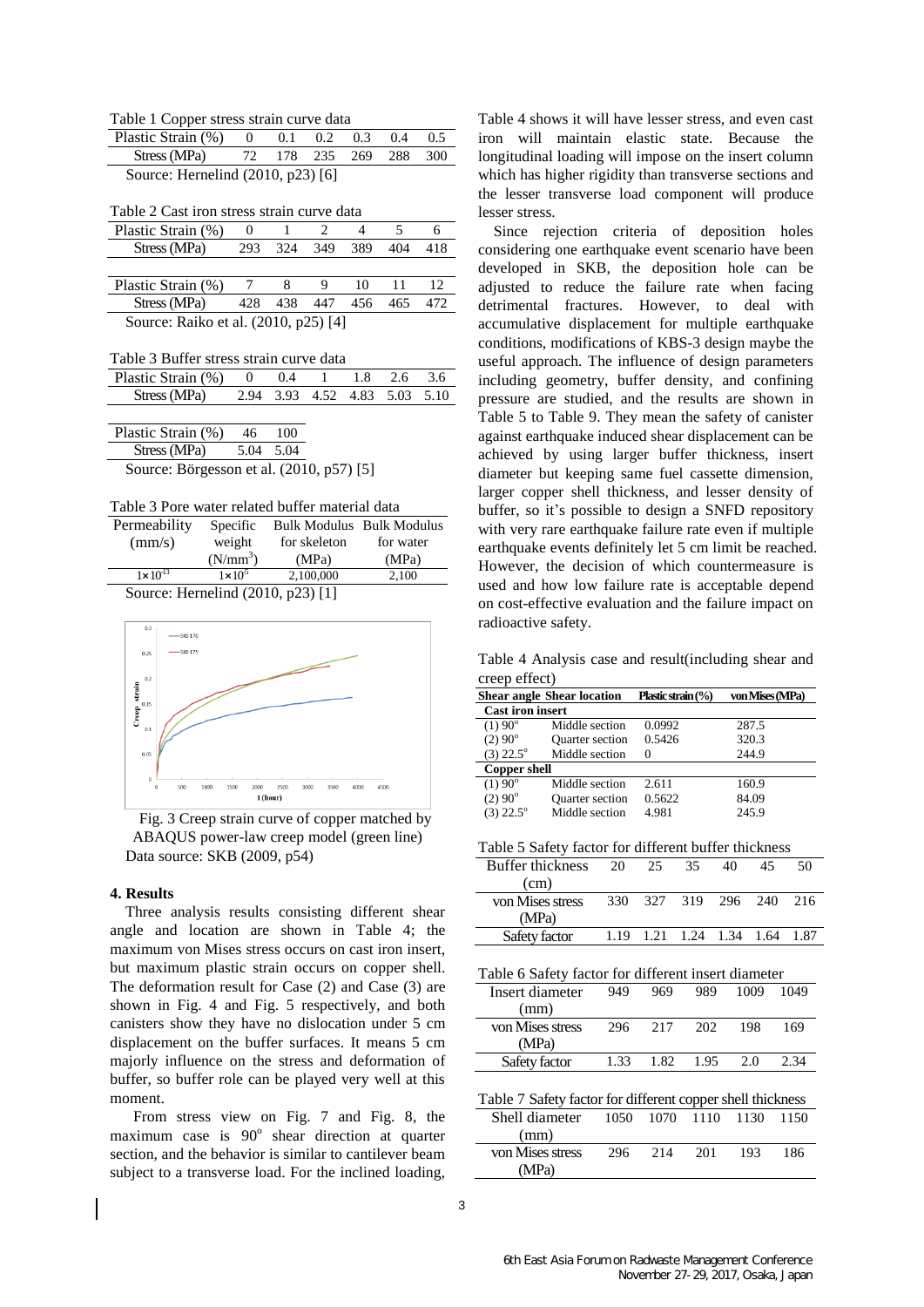Table 1 Copper stress strain curve data

| Plastic Strain (%) | 0 | 0.1 | 0.2 | 0.3 | 0.4 | 0.5 |
|---|---|---|---|---|---|---|
| Stress (MPa) | 72 | 178 | 235 | 269 | 288 | 300 |

Source: Hernelind (2010, p23) [6]

Table 2 Cast iron stress strain curve data

| Plastic Strain (%) | 0 | 1 | 2 | 4 | 5 | 6 |
|---|---|---|---|---|---|---|
| Stress (MPa) | 293 | 324 | 349 | 389 | 404 | 418 |
| Plastic Strain (%) | 7 | 8 | 9 | 10 | 11 | 12 |
| Stress (MPa) | 428 | 438 | 447 | 456 | 465 | 472 |

Source: Raiko et al. (2010, p25) [4]

Table 3 Buffer stress strain curve data

| Plastic Strain (%) | 0 | 0.4 | 1 | 1.8 | 2.6 | 3.6 |
|---|---|---|---|---|---|---|
| Stress (MPa) | 2.94 | 3.93 | 4.52 | 4.83 | 5.03 | 5.10 |
| Plastic Strain (%) | 46 | 100 | | | | |
| Stress (MPa) | 5.04 | 5.04 | | | | |

Source: Börgesson et al. (2010, p57) [5]

Table 3 Pore water related buffer material data

| Permeability (mm/s) | Specific weight ($N/mm^3$) | Bulk Modulus for skeleton (MPa) | Bulk Modulus for water (MPa) |
|---|---|---|---|
| $1\times10^{-13}$ | $1\times10^{-5}$ | 2,100,000 | 2,100 |

Source: Hernelind (2010, p23) [1]

Fig. 3 Creep strain curve of copper matched by ABAQUS power-law creep model (green line)
Data source: SKB (2009, p54)

## 4. Results

Three analysis results consisting different shear angle and location are shown in Table 4; the maximum von Mises stress occurs on cast iron insert, but maximum plastic strain occurs on copper shell. The deformation result for Case (2) and Case (3) are shown in Fig. 4 and Fig. 5 respectively, and both canisters show they have no dislocation under 5 cm displacement on the buffer surfaces. It means 5 cm majorly influence on the stress and deformation of buffer, so buffer role can be played very well at this moment.

From stress view on Fig. 7 and Fig. 8, the maximum case is 90$^o$ shear direction at quarter section, and the behavior is similar to cantilever beam subject to a transverse load. For the inclined loading, Table 4 shows it will have lesser stress, and even cast iron will maintain elastic state. Because the longitudinal loading will impose on the insert column which has higher rigidity than transverse sections and the lesser transverse load component will produce lesser stress.

Since rejection criteria of deposition holes considering one earthquake event scenario have been developed in SKB, the deposition hole can be adjusted to reduce the failure rate when facing detrimental fractures. However, to deal with accumulative displacement for multiple earthquake conditions, modifications of KBS-3 design maybe the useful approach. The influence of design parameters including geometry, buffer density, and confining pressure are studied, and the results are shown in Table 5 to Table 9. They mean the safety of canister against earthquake induced shear displacement can be achieved by using larger buffer thickness, insert diameter but keeping same fuel cassette dimension, larger copper shell thickness, and lesser density of buffer, so it's possible to design a SNFD repository with very rare earthquake failure rate even if multiple earthquake events definitely let 5 cm limit be reached. However, the decision of which countermeasure is used and how low failure rate is acceptable depend on cost-effective evaluation and the failure impact on radioactive safety.

Table 4 Analysis case and result(including shear and creep effect)

| Shear angle | Shear location | Plastic strain (%) | von Mises (MPa) |
|---|---|---|---|
| **Cast iron insert** | | | |
| (1) 90$^o$ | Middle section | 0.0992 | 287.5 |
| (2) 90$^o$ | Quarter section | 0.5426 | 320.3 |
| (3) 22.5$^o$ | Middle section | 0 | 244.9 |
| **Copper shell** | | | |
| (1) 90$^o$ | Middle section | 2.611 | 160.9 |
| (2) 90$^o$ | Quarter section | 0.5622 | 84.09 |
| (3) 22.5$^o$ | Middle section | 4.981 | 245.9 |

Table 5 Safety factor for different buffer thickness

| Buffer thickness (cm) | 20 | 25 | 35 | 40 | 45 | 50 |
|---|---|---|---|---|---|---|
| von Mises stress (MPa) | 330 | 327 | 319 | 296 | 240 | 216 |
| Safety factor | 1.19 | 1.21 | 1.24 | 1.34 | 1.64 | 1.87 |

Table 6 Safety factor for different insert diameter

| Insert diameter (mm) | 949 | 969 | 989 | 1009 | 1049 |
|---|---|---|---|---|---|
| von Mises stress (MPa) | 296 | 217 | 202 | 198 | 169 |
| Safety factor | 1.33 | 1.82 | 1.95 | 2.0 | 2.34 |

Table 7 Safety factor for different copper shell thickness

| Shell diameter (mm) | 1050 | 1070 | 1110 | 1130 | 1150 |
|---|---|---|---|---|---|
| von Mises stress (MPa) | 296 | 214 | 201 | 193 | 186 |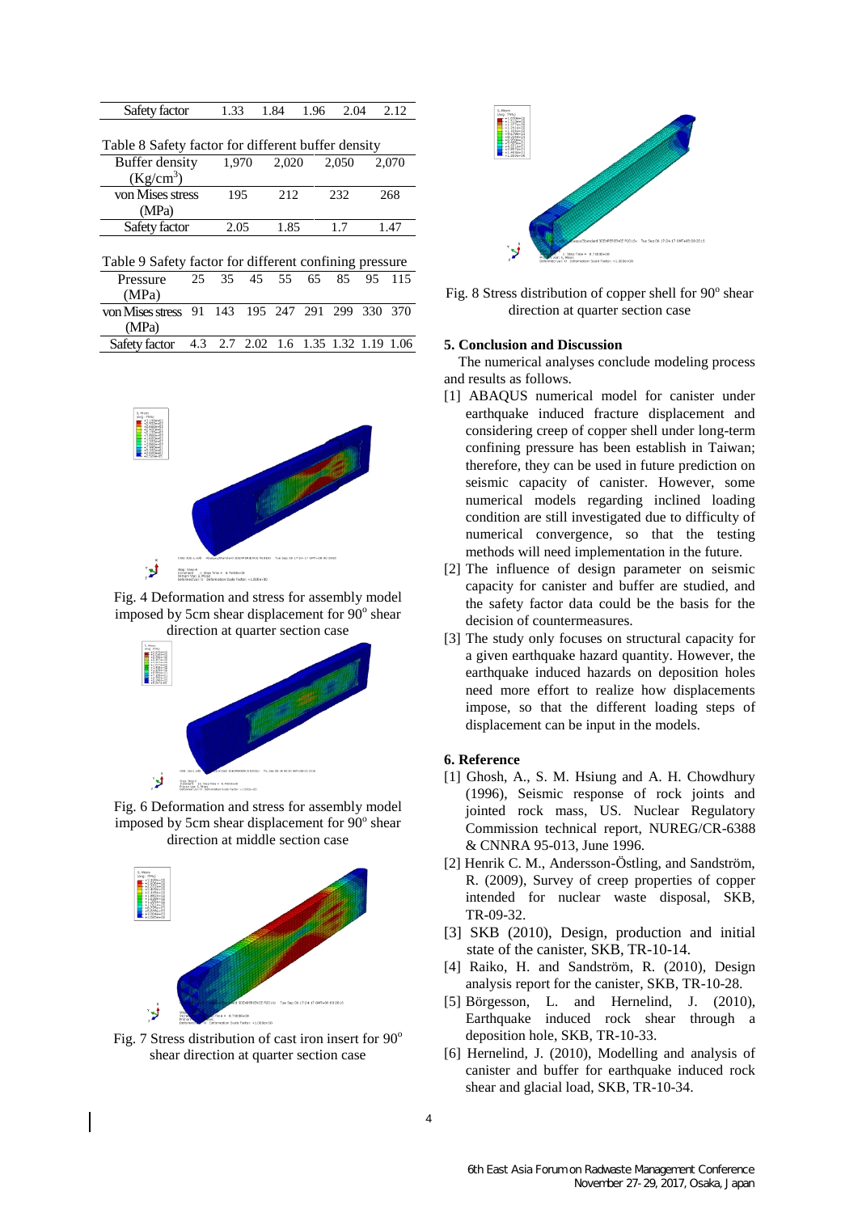| Safety factor | 1.33 | 1.84 | 1.96 | 2.04 | 2.12 |
|---|---|---|---|---|---|

Table 8 Safety factor for different buffer density

| Buffer density ($Kg/cm^3$) | 1,970 | 2,020 | 2,050 | 2,070 |
|---|---|---|---|---|
| von Mises stress (MPa) | 195 | 212 | 232 | 268 |
| Safety factor | 2.05 | 1.85 | 1.7 | 1.47 |

Table 9 Safety factor for different confining pressure

| Pressure (MPa) | 25 | 35 | 45 | 55 | 65 | 85 | 95 | 115 |
|---|---|---|---|---|---|---|---|---|
| von Mises stress (MPa) | 91 | 143 | 195 | 247 | 291 | 299 | 330 | 370 |
| Safety factor | 4.3 | 2.7 | 2.02 | 1.6 | 1.35 | 1.32 | 1.19 | 1.06 |

Fig. 4 Deformation and stress for assembly model imposed by 5cm shear displacement for 90° shear direction at quarter section case

Fig. 6 Deformation and stress for assembly model imposed by 5cm shear displacement for 90° shear direction at middle section case

Fig. 7 Stress distribution of cast iron insert for 90° shear direction at quarter section case

Fig. 8 Stress distribution of copper shell for 90° shear direction at quarter section case

## 5. Conclusion and Discussion

The numerical analyses conclude modeling process and results as follows.

[1] ABAQUS numerical model for canister under earthquake induced fracture displacement and considering creep of copper shell under long-term confining pressure has been establish in Taiwan; therefore, they can be used in future prediction on seismic capacity of canister. However, some numerical models regarding inclined loading condition are still investigated due to difficulty of numerical convergence, so that the testing methods will need implementation in the future.

[2] The influence of design parameter on seismic capacity for canister and buffer are studied, and the safety factor data could be the basis for the decision of countermeasures.

[3] The study only focuses on structural capacity for a given earthquake hazard quantity. However, the earthquake induced hazards on deposition holes need more effort to realize how displacements impose, so that the different loading steps of displacement can be input in the models.

## 6. Reference

[1] Ghosh, A., S. M. Hsiung and A. H. Chowdhury (1996), Seismic response of rock joints and jointed rock mass, US. Nuclear Regulatory Commission technical report, NUREG/CR-6388 & CNNRA 95-013, June 1996.

[2] Henrik C. M., Andersson-Östling, and Sandström, R. (2009), Survey of creep properties of copper intended for nuclear waste disposal, SKB, TR-09-32.

[3] SKB (2010), Design, production and initial state of the canister, SKB, TR-10-14.

[4] Raiko, H. and Sandström, R. (2010), Design analysis report for the canister, SKB, TR-10-28.

[5] Börgesson, L. and Hernelind, J. (2010), Earthquake induced rock shear through a deposition hole, SKB, TR-10-33.

[6] Hernelind, J. (2010), Modelling and analysis of canister and buffer for earthquake induced rock shear and glacial load, SKB, TR-10-34.